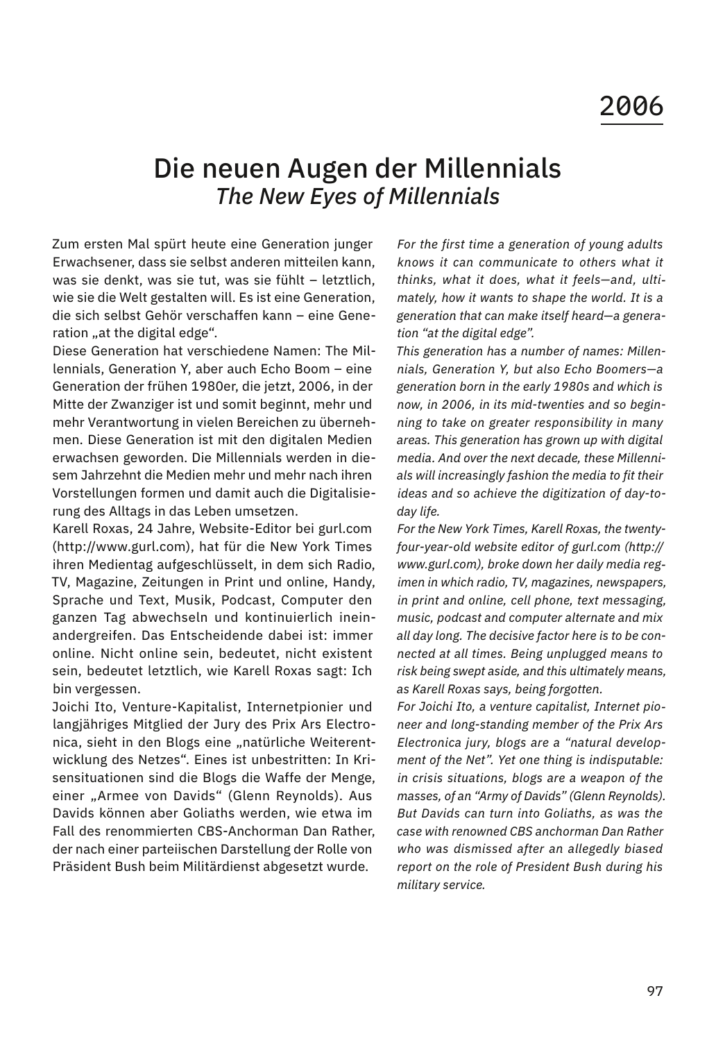2006

# Die neuen Augen der Millennials

## *The New Eyes of Millennials*

Zum ersten Mal spürt heute eine Generation junger Erwachsener, dass sie selbst anderen mitteilen kann, was sie denkt, was sie tut, was sie fühlt – letztlich, wie sie die Welt gestalten will. Es ist eine Generation, die sich selbst Gehör verschaffen kann – eine Generation „at the digital edge".

Diese Generation hat verschiedene Namen: The Millennials, Generation Y, aber auch Echo Boom – eine Generation der frühen 1980er, die jetzt, 2006, in der Mitte der Zwanziger ist und somit beginnt, mehr und mehr Verantwortung in vielen Bereichen zu übernehmen. Diese Generation ist mit den digitalen Medien erwachsen geworden. Die Millennials werden in diesem Jahrzehnt die Medien mehr und mehr nach ihren Vorstellungen formen und damit auch die Digitalisierung des Alltags in das Leben umsetzen.

Karell Roxas, 24 Jahre, Website-Editor bei gurl.com (http://www.gurl.com), hat für die New York Times ihren Medientag aufgeschlüsselt, in dem sich Radio, TV, Magazine, Zeitungen in Print und online, Handy, Sprache und Text, Musik, Podcast, Computer den ganzen Tag abwechseln und kontinuierlich ineinandergreifen. Das Entscheidende dabei ist: immer online. Nicht online sein, bedeutet, nicht existent sein, bedeutet letztlich, wie Karell Roxas sagt: Ich bin vergessen.

Joichi Ito, Venture-Kapitalist, Internetpionier und langjähriges Mitglied der Jury des Prix Ars Electronica, sieht in den Blogs eine „natürliche Weiterentwicklung des Netzes". Eines ist unbestritten: In Krisensituationen sind die Blogs die Waffe der Menge, einer „Armee von Davids" (Glenn Reynolds). Aus Davids können aber Goliaths werden, wie etwa im Fall des renommierten CBS-Anchorman Dan Rather, der nach einer parteiischen Darstellung der Rolle von Präsident Bush beim Militärdienst abgesetzt wurde.

*For the first time a generation of young adults knows it can communicate to others what it thinks, what it does, what it feels—and, ultimately, how it wants to shape the world. It is a generation that can make itself heard—a generation "at the digital edge".*

*This generation has a number of names: Millennials, Generation Y, but also Echo Boomers—a generation born in the early 1980s and which is now, in 2006, in its mid-twenties and so beginning to take on greater responsibility in many areas. This generation has grown up with digital media. And over the next decade, these Millennials will increasingly fashion the media to fit their ideas and so achieve the digitization of day-to-day life.*

*For the New York Times, Karell Roxas, the twenty-four-year-old website editor of gurl.com (http://www.gurl.com), broke down her daily media regimen in which radio, TV, magazines, newspapers, in print and online, cell phone, text messaging, music, podcast and computer alternate and mix all day long. The decisive factor here is to be connected at all times. Being unplugged means to risk being swept aside, and this ultimately means, as Karell Roxas says, being forgotten.*

*For Joichi Ito, a venture capitalist, Internet pioneer and long-standing member of the Prix Ars Electronica jury, blogs are a "natural development of the Net". Yet one thing is indisputable: in crisis situations, blogs are a weapon of the masses, of an "Army of Davids" (Glenn Reynolds). But Davids can turn into Goliaths, as was the case with renowned CBS anchorman Dan Rather who was dismissed after an allegedly biased report on the role of President Bush during his military service.*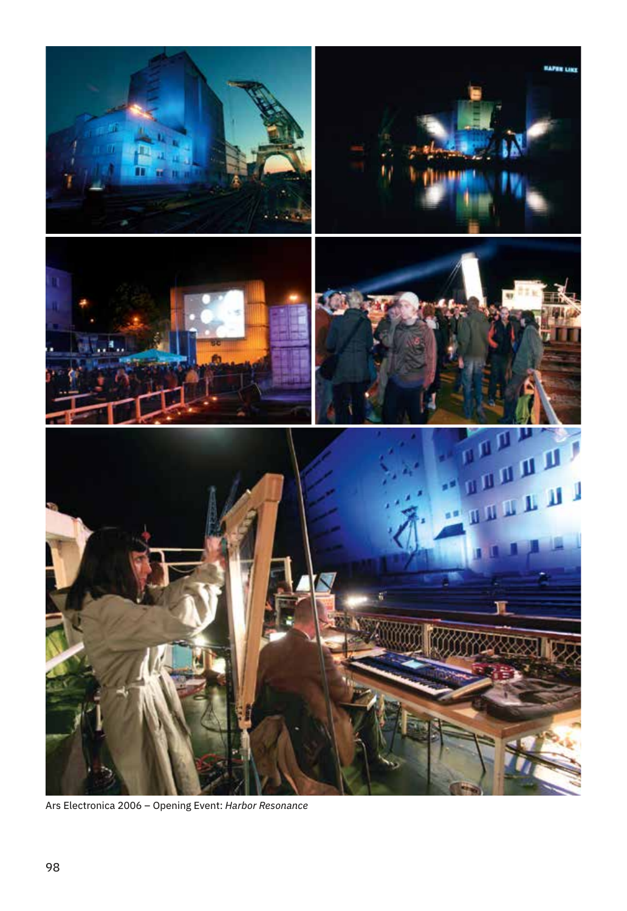Ars Electronica 2006 – Opening Event: *Harbor Resonance*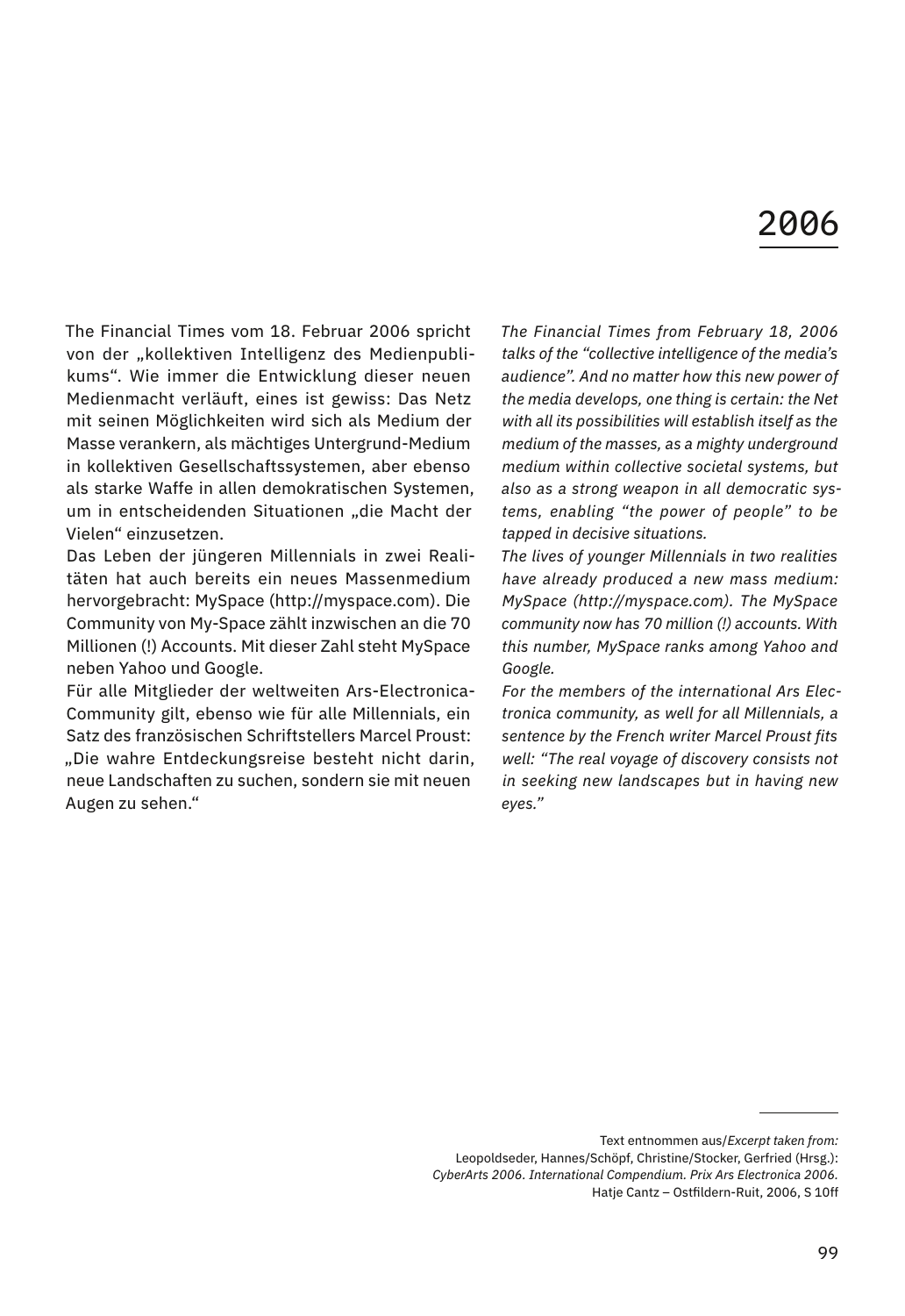# 2006

The Financial Times vom 18. Februar 2006 spricht von der „kollektiven Intelligenz des Medienpublikums". Wie immer die Entwicklung dieser neuen Medienmacht verläuft, eines ist gewiss: Das Netz mit seinen Möglichkeiten wird sich als Medium der Masse verankern, als mächtiges Untergrund-Medium in kollektiven Gesellschaftssystemen, aber ebenso als starke Waffe in allen demokratischen Systemen, um in entscheidenden Situationen „die Macht der Vielen" einzusetzen.

Das Leben der jüngeren Millennials in zwei Realitäten hat auch bereits ein neues Massenmedium hervorgebracht: MySpace (http://myspace.com). Die Community von My-Space zählt inzwischen an die 70 Millionen (!) Accounts. Mit dieser Zahl steht MySpace neben Yahoo und Google.

Für alle Mitglieder der weltweiten Ars-Electronica-Community gilt, ebenso wie für alle Millennials, ein Satz des französischen Schriftstellers Marcel Proust: „Die wahre Entdeckungsreise besteht nicht darin, neue Landschaften zu suchen, sondern sie mit neuen Augen zu sehen."

*The Financial Times from February 18, 2006 talks of the "collective intelligence of the media's audience". And no matter how this new power of the media develops, one thing is certain: the Net with all its possibilities will establish itself as the medium of the masses, as a mighty underground medium within collective societal systems, but also as a strong weapon in all democratic systems, enabling "the power of people" to be tapped in decisive situations.*

*The lives of younger Millennials in two realities have already produced a new mass medium: MySpace (http://myspace.com). The MySpace community now has 70 million (!) accounts. With this number, MySpace ranks among Yahoo and Google.*

*For the members of the international Ars Electronica community, as well for all Millennials, a sentence by the French writer Marcel Proust fits well: "The real voyage of discovery consists not in seeking new landscapes but in having new eyes."*

---

Text entnommen aus/*Excerpt taken from:*
Leopoldseder, Hannes/Schöpf, Christine/Stocker, Gerfried (Hrsg.):
*CyberArts 2006. International Compendium. Prix Ars Electronica 2006.*
Hatje Cantz – Ostfildern-Ruit, 2006, S 10ff